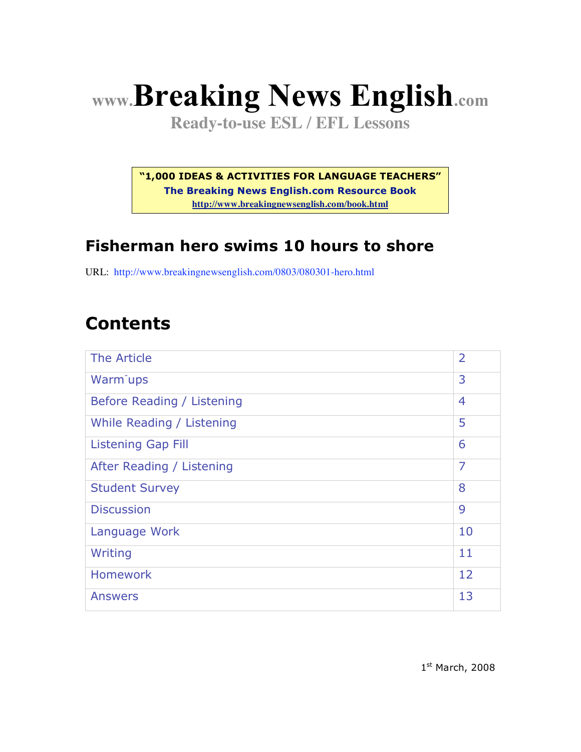# www.Breaking News English.com

**Ready-to-use ESL / EFL Lessons**

**"1,000 IDEAS & ACTIVITIES FOR LANGUAGE TEACHERS"**
**The Breaking News English.com Resource Book**
**http://www.breakingnewsenglish.com/book.html**

## Fisherman hero swims 10 hours to shore

URL: http://www.breakingnewsenglish.com/0803/080301-hero.html

## Contents

| | |
|---|---|
| The Article | 2 |
| Warm-ups | 3 |
| Before Reading / Listening | 4 |
| While Reading / Listening | 5 |
| Listening Gap Fill | 6 |
| After Reading / Listening | 7 |
| Student Survey | 8 |
| Discussion | 9 |
| Language Work | 10 |
| Writing | 11 |
| Homework | 12 |
| Answers | 13 |

1st March, 2008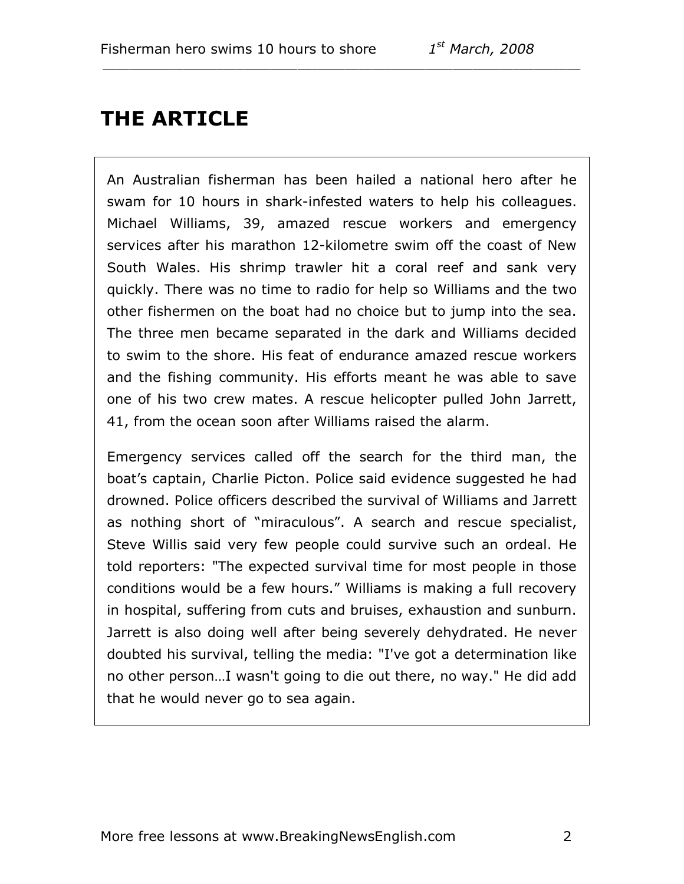# THE ARTICLE

An Australian fisherman has been hailed a national hero after he swam for 10 hours in shark-infested waters to help his colleagues. Michael Williams, 39, amazed rescue workers and emergency services after his marathon 12-kilometre swim off the coast of New South Wales. His shrimp trawler hit a coral reef and sank very quickly. There was no time to radio for help so Williams and the two other fishermen on the boat had no choice but to jump into the sea. The three men became separated in the dark and Williams decided to swim to the shore. His feat of endurance amazed rescue workers and the fishing community. His efforts meant he was able to save one of his two crew mates. A rescue helicopter pulled John Jarrett, 41, from the ocean soon after Williams raised the alarm.

Emergency services called off the search for the third man, the boat's captain, Charlie Picton. Police said evidence suggested he had drowned. Police officers described the survival of Williams and Jarrett as nothing short of "miraculous". A search and rescue specialist, Steve Willis said very few people could survive such an ordeal. He told reporters: "The expected survival time for most people in those conditions would be a few hours." Williams is making a full recovery in hospital, suffering from cuts and bruises, exhaustion and sunburn. Jarrett is also doing well after being severely dehydrated. He never doubted his survival, telling the media: "I've got a determination like no other person…I wasn't going to die out there, no way." He did add that he would never go to sea again.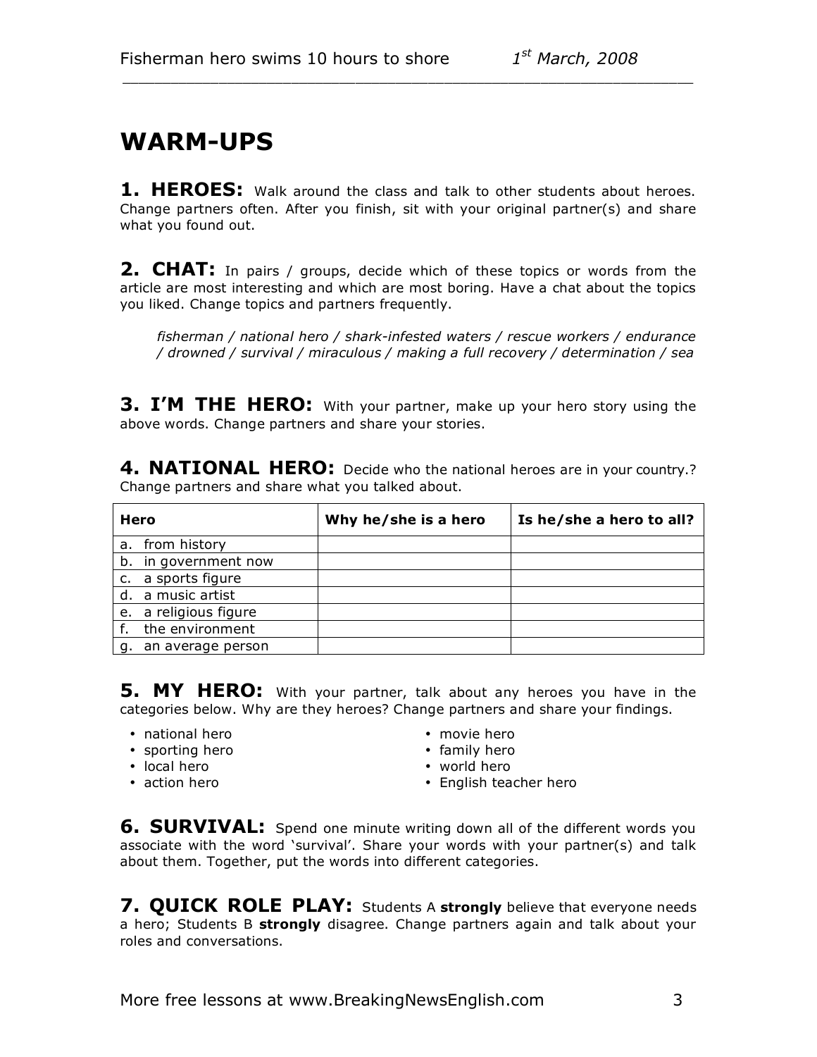# WARM-UPS

**1. HEROES:** Walk around the class and talk to other students about heroes. Change partners often. After you finish, sit with your original partner(s) and share what you found out.

**2. CHAT:** In pairs / groups, decide which of these topics or words from the article are most interesting and which are most boring. Have a chat about the topics you liked. Change topics and partners frequently.

*fisherman / national hero / shark-infested waters / rescue workers / endurance / drowned / survival / miraculous / making a full recovery / determination / sea*

**3. I'M THE HERO:** With your partner, make up your hero story using the above words. Change partners and share your stories.

**4. NATIONAL HERO:** Decide who the national heroes are in your country.? Change partners and share what you talked about.

| Hero | Why he/she is a hero | Is he/she a hero to all? |
|---|---|---|
| a. from history | | |
| b. in government now | | |
| c. a sports figure | | |
| d. a music artist | | |
| e. a religious figure | | |
| f. the environment | | |
| g. an average person | | |

**5. MY HERO:** With your partner, talk about any heroes you have in the categories below. Why are they heroes? Change partners and share your findings.

- national hero
- sporting hero
- local hero
- action hero
- movie hero
- family hero
- world hero
- English teacher hero

**6. SURVIVAL:** Spend one minute writing down all of the different words you associate with the word 'survival'. Share your words with your partner(s) and talk about them. Together, put the words into different categories.

**7. QUICK ROLE PLAY:** Students A **strongly** believe that everyone needs a hero; Students B **strongly** disagree. Change partners again and talk about your roles and conversations.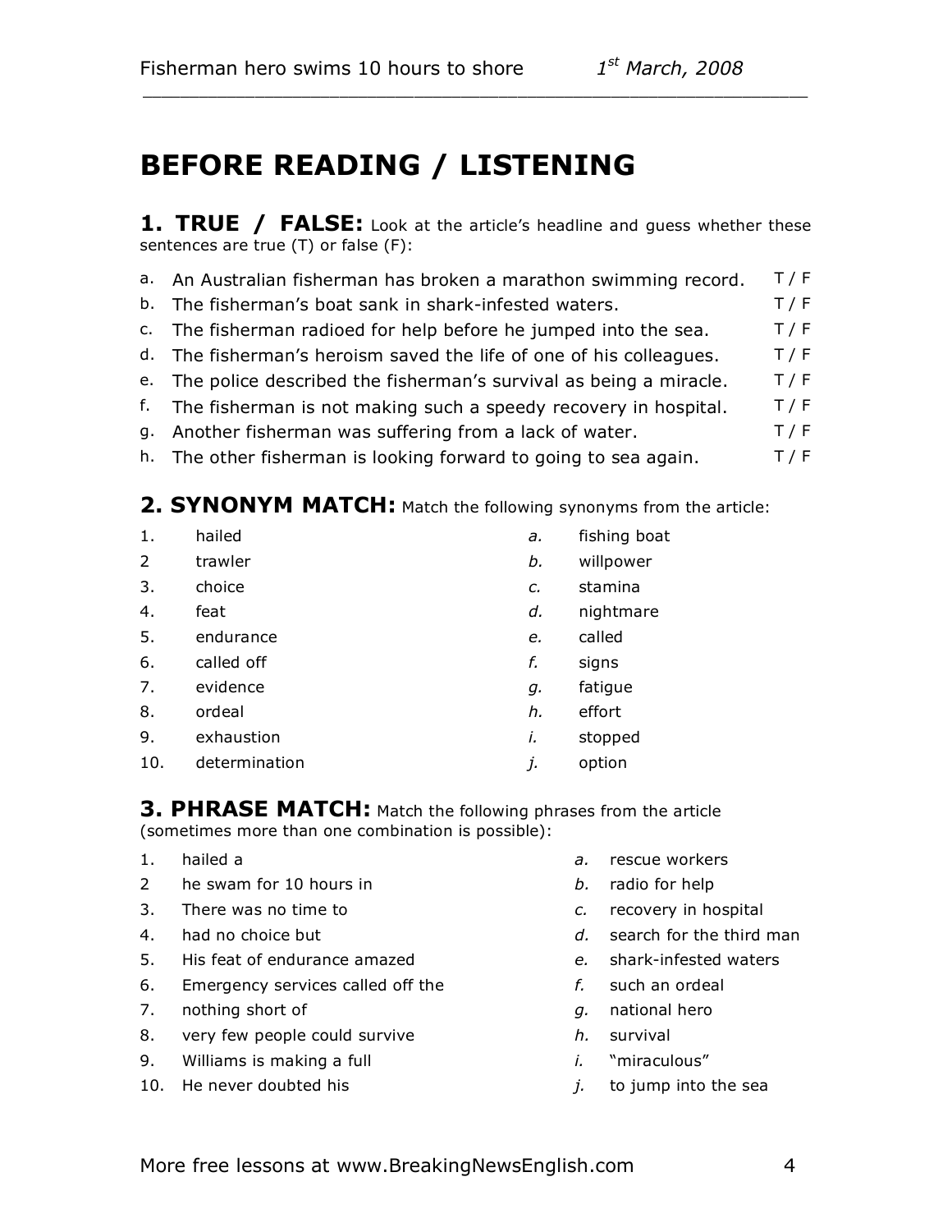# BEFORE READING / LISTENING

## 1. TRUE / FALSE: 

Look at the article's headline and guess whether these sentences are true (T) or false (F):

| | | |
|---|---|---|
| a. | An Australian fisherman has broken a marathon swimming record. | T / F |
| b. | The fisherman's boat sank in shark-infested waters. | T / F |
| c. | The fisherman radioed for help before he jumped into the sea. | T / F |
| d. | The fisherman's heroism saved the life of one of his colleagues. | T / F |
| e. | The police described the fisherman's survival as being a miracle. | T / F |
| f. | The fisherman is not making such a speedy recovery in hospital. | T / F |
| g. | Another fisherman was suffering from a lack of water. | T / F |
| h. | The other fisherman is looking forward to going to sea again. | T / F |

## 2. SYNONYM MATCH: 

Match the following synonyms from the article:

| | | | |
|---|---|---|---|
| 1. | hailed | *a.* | fishing boat |
| 2 | trawler | *b.* | willpower |
| 3. | choice | *c.* | stamina |
| 4. | feat | *d.* | nightmare |
| 5. | endurance | *e.* | called |
| 6. | called off | *f.* | signs |
| 7. | evidence | *g.* | fatigue |
| 8. | ordeal | *h.* | effort |
| 9. | exhaustion | *i.* | stopped |
| 10. | determination | *j.* | option |

## 3. PHRASE MATCH: 

Match the following phrases from the article (sometimes more than one combination is possible):

| | | | |
|---|---|---|---|
| 1. | hailed a | *a.* | rescue workers |
| 2 | he swam for 10 hours in | *b.* | radio for help |
| 3. | There was no time to | *c.* | recovery in hospital |
| 4. | had no choice but | *d.* | search for the third man |
| 5. | His feat of endurance amazed | *e.* | shark-infested waters |
| 6. | Emergency services called off the | *f.* | such an ordeal |
| 7. | nothing short of | *g.* | national hero |
| 8. | very few people could survive | *h.* | survival |
| 9. | Williams is making a full | *i.* | "miraculous" |
| 10. | He never doubted his | *j.* | to jump into the sea |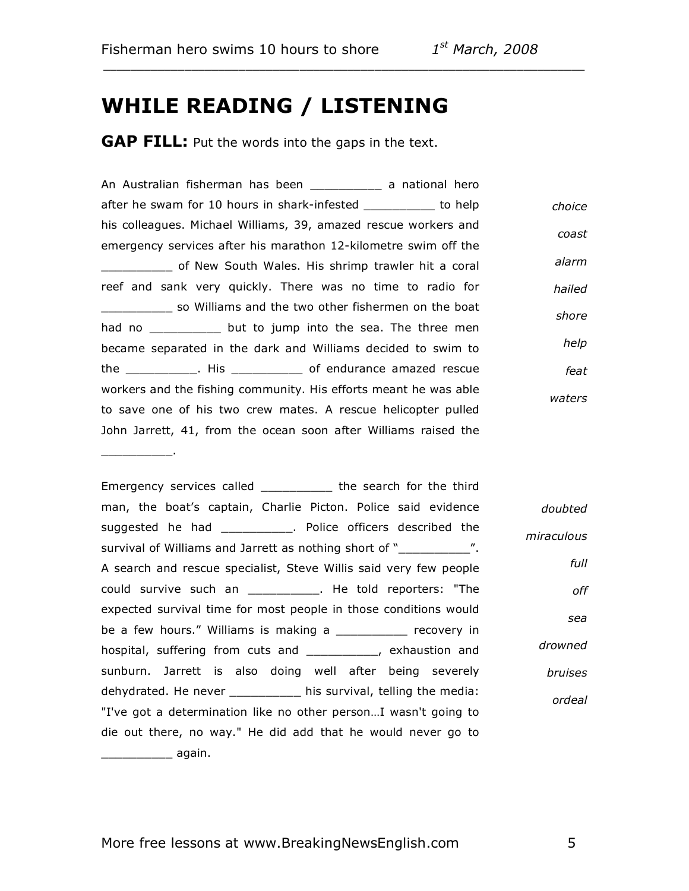# WHILE READING / LISTENING

**GAP FILL:** Put the words into the gaps in the text.

An Australian fisherman has been __________ a national hero after he swam for 10 hours in shark-infested __________ to help his colleagues. Michael Williams, 39, amazed rescue workers and emergency services after his marathon 12-kilometre swim off the __________ of New South Wales. His shrimp trawler hit a coral reef and sank very quickly. There was no time to radio for __________ so Williams and the two other fishermen on the boat had no __________ but to jump into the sea. The three men became separated in the dark and Williams decided to swim to the __________. His __________ of endurance amazed rescue workers and the fishing community. His efforts meant he was able to save one of his two crew mates. A rescue helicopter pulled John Jarrett, 41, from the ocean soon after Williams raised the __________.

*choice*

*coast*

*alarm*

*hailed*

*shore*

*help*

*feat*

*waters*

Emergency services called __________ the search for the third man, the boat's captain, Charlie Picton. Police said evidence suggested he had __________. Police officers described the survival of Williams and Jarrett as nothing short of "__________". A search and rescue specialist, Steve Willis said very few people could survive such an __________. He told reporters: "The expected survival time for most people in those conditions would be a few hours." Williams is making a __________ recovery in hospital, suffering from cuts and __________, exhaustion and sunburn. Jarrett is also doing well after being severely dehydrated. He never __________ his survival, telling the media: "I've got a determination like no other person…I wasn't going to die out there, no way." He did add that he would never go to __________ again.

*doubted*

*miraculous*

*full*

*off*

*sea*

*drowned*

*bruises*

*ordeal*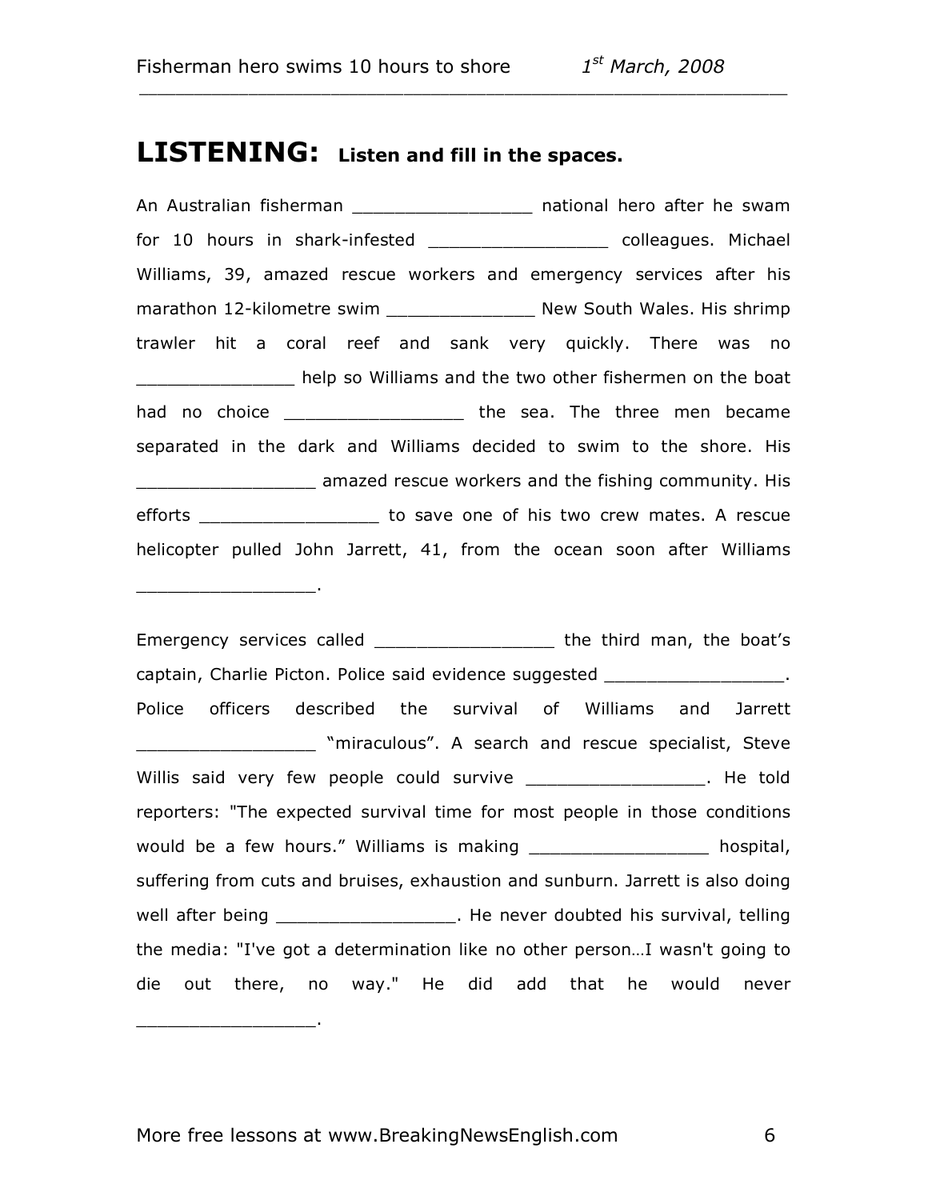## LISTENING: Listen and fill in the spaces.

An Australian fisherman _________________ national hero after he swam for 10 hours in shark-infested _________________ colleagues. Michael Williams, 39, amazed rescue workers and emergency services after his marathon 12-kilometre swim ______________ New South Wales. His shrimp trawler hit a coral reef and sank very quickly. There was no _______________ help so Williams and the two other fishermen on the boat had no choice _________________ the sea. The three men became separated in the dark and Williams decided to swim to the shore. His _________________ amazed rescue workers and the fishing community. His efforts _________________ to save one of his two crew mates. A rescue helicopter pulled John Jarrett, 41, from the ocean soon after Williams _________________.

Emergency services called _________________ the third man, the boat's captain, Charlie Picton. Police said evidence suggested _________________. Police officers described the survival of Williams and Jarrett _________________ "miraculous". A search and rescue specialist, Steve Willis said very few people could survive _________________. He told reporters: "The expected survival time for most people in those conditions would be a few hours." Williams is making _________________ hospital, suffering from cuts and bruises, exhaustion and sunburn. Jarrett is also doing well after being _________________. He never doubted his survival, telling the media: "I've got a determination like no other person…I wasn't going to die out there, no way." He did add that he would never _________________.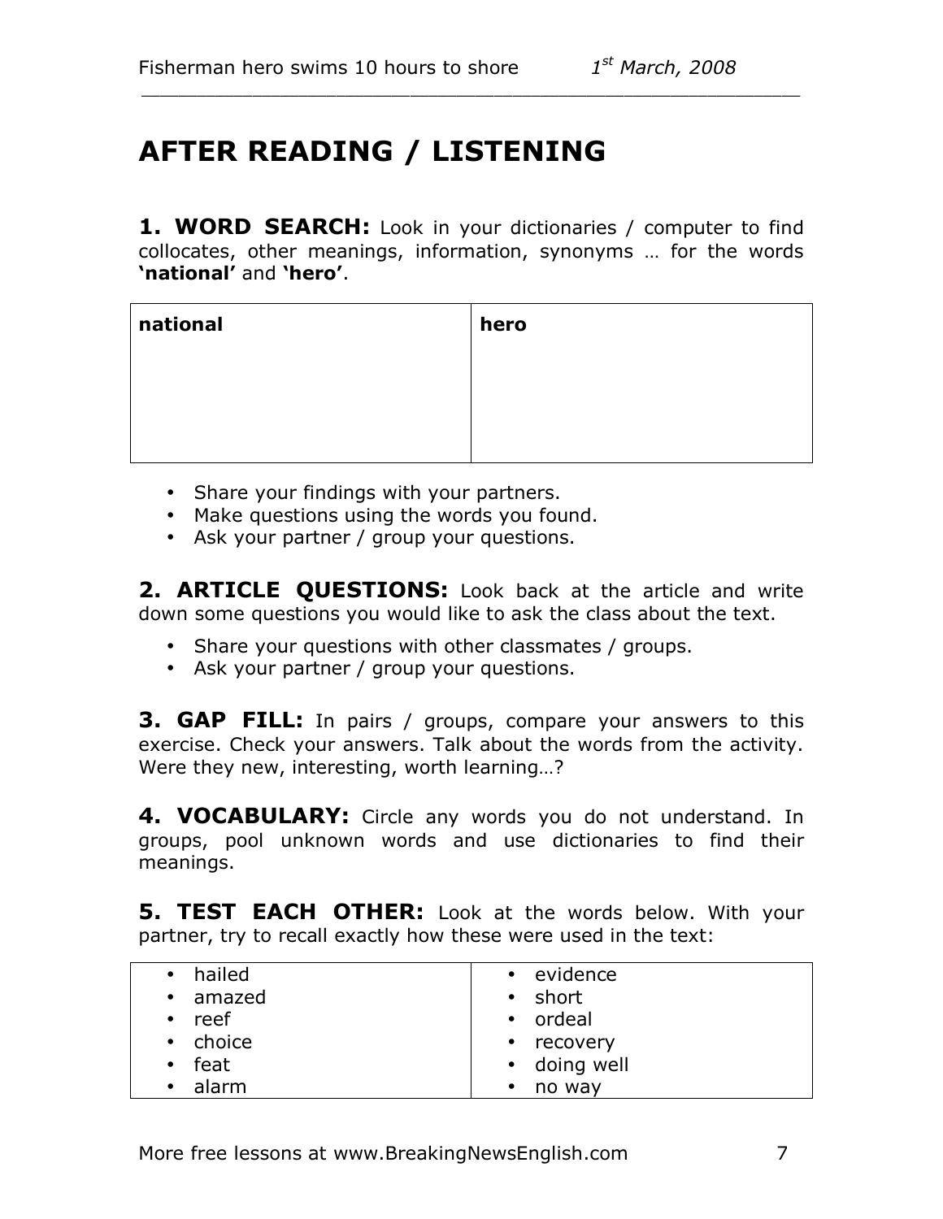# AFTER READING / LISTENING

**1. WORD SEARCH:** Look in your dictionaries / computer to find collocates, other meanings, information, synonyms … for the words **'national'** and **'hero'**.

| national | hero |
|---|---|
| | |

- Share your findings with your partners.
- Make questions using the words you found.
- Ask your partner / group your questions.

**2. ARTICLE QUESTIONS:** Look back at the article and write down some questions you would like to ask the class about the text.

- Share your questions with other classmates / groups.
- Ask your partner / group your questions.

**3. GAP FILL:** In pairs / groups, compare your answers to this exercise. Check your answers. Talk about the words from the activity. Were they new, interesting, worth learning…?

**4. VOCABULARY:** Circle any words you do not understand. In groups, pool unknown words and use dictionaries to find their meanings.

**5. TEST EACH OTHER:** Look at the words below. With your partner, try to recall exactly how these were used in the text:

| | |
|---|---|
| • hailed<br>• amazed<br>• reef<br>• choice<br>• feat<br>• alarm | • evidence<br>• short<br>• ordeal<br>• recovery<br>• doing well<br>• no way |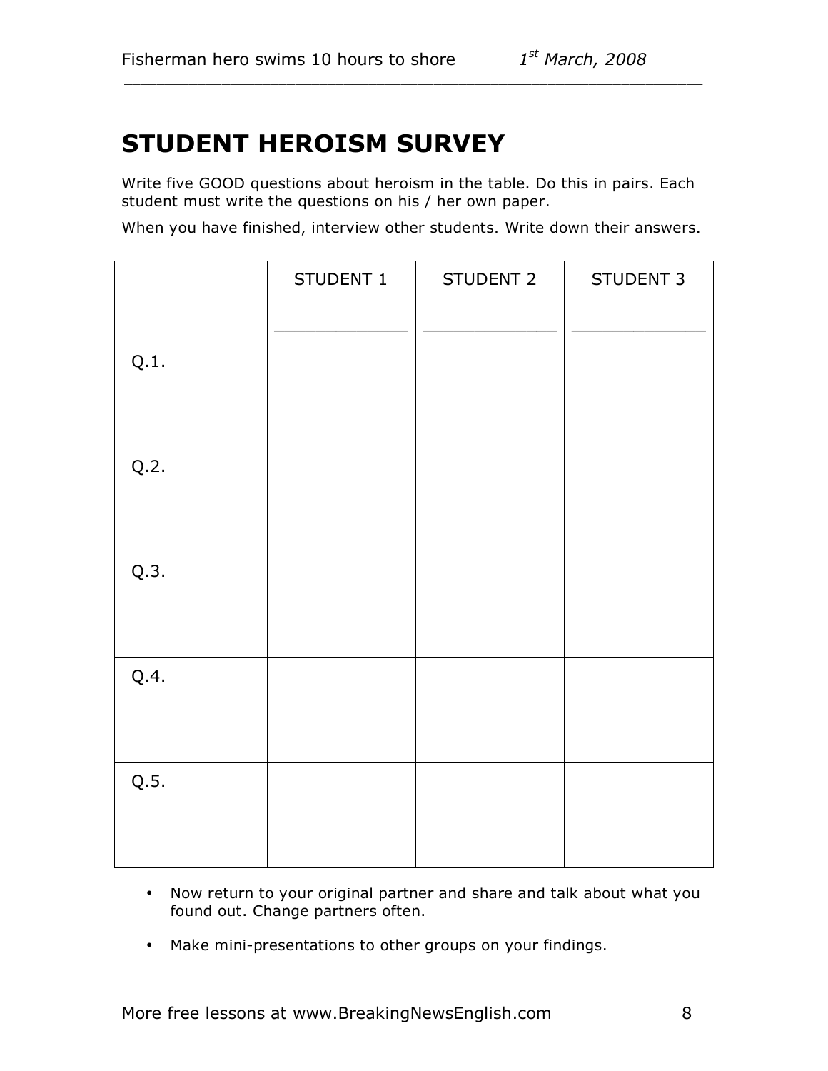# STUDENT HEROISM SURVEY

Write five GOOD questions about heroism in the table. Do this in pairs. Each student must write the questions on his / her own paper.

When you have finished, interview other students. Write down their answers.

| | STUDENT 1<br>_____________ | STUDENT 2<br>_____________ | STUDENT 3<br>_____________ |
|---|---|---|---|
| Q.1. | | | |
| Q.2. | | | |
| Q.3. | | | |
| Q.4. | | | |
| Q.5. | | | |

- Now return to your original partner and share and talk about what you found out. Change partners often.
- Make mini-presentations to other groups on your findings.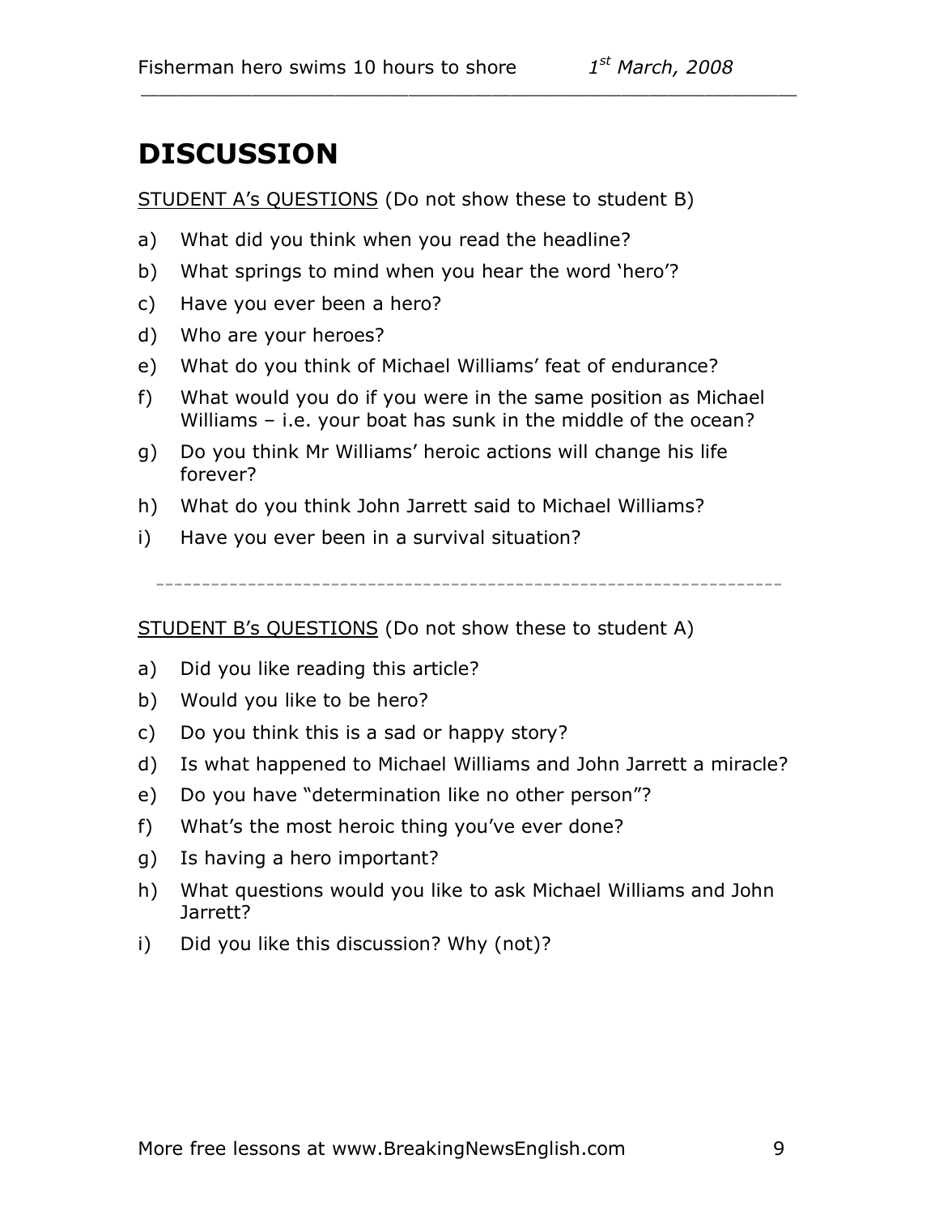# DISCUSSION

STUDENT A's QUESTIONS (Do not show these to student B)

a) What did you think when you read the headline?
b) What springs to mind when you hear the word 'hero'?
c) Have you ever been a hero?
d) Who are your heroes?
e) What do you think of Michael Williams' feat of endurance?
f) What would you do if you were in the same position as Michael Williams – i.e. your boat has sunk in the middle of the ocean?
g) Do you think Mr Williams' heroic actions will change his life forever?
h) What do you think John Jarrett said to Michael Williams?
i) Have you ever been in a survival situation?

---

STUDENT B's QUESTIONS (Do not show these to student A)

a) Did you like reading this article?
b) Would you like to be hero?
c) Do you think this is a sad or happy story?
d) Is what happened to Michael Williams and John Jarrett a miracle?
e) Do you have "determination like no other person"?
f) What's the most heroic thing you've ever done?
g) Is having a hero important?
h) What questions would you like to ask Michael Williams and John Jarrett?
i) Did you like this discussion? Why (not)?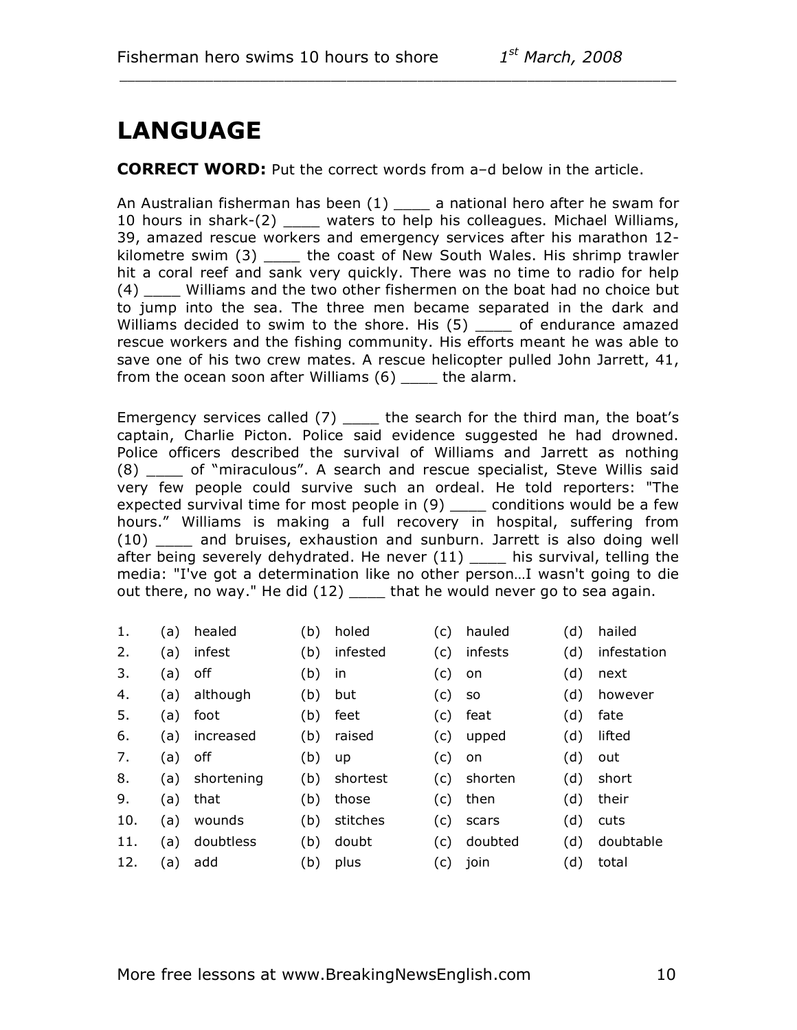# LANGUAGE

**CORRECT WORD:** Put the correct words from a–d below in the article.

An Australian fisherman has been (1) ____ a national hero after he swam for 10 hours in shark-(2) ____ waters to help his colleagues. Michael Williams, 39, amazed rescue workers and emergency services after his marathon 12-kilometre swim (3) ____ the coast of New South Wales. His shrimp trawler hit a coral reef and sank very quickly. There was no time to radio for help (4) ____ Williams and the two other fishermen on the boat had no choice but to jump into the sea. The three men became separated in the dark and Williams decided to swim to the shore. His (5) ____ of endurance amazed rescue workers and the fishing community. His efforts meant he was able to save one of his two crew mates. A rescue helicopter pulled John Jarrett, 41, from the ocean soon after Williams (6) ____ the alarm.

Emergency services called (7) ____ the search for the third man, the boat's captain, Charlie Picton. Police said evidence suggested he had drowned. Police officers described the survival of Williams and Jarrett as nothing (8) ____ of "miraculous". A search and rescue specialist, Steve Willis said very few people could survive such an ordeal. He told reporters: "The expected survival time for most people in (9) ____ conditions would be a few hours." Williams is making a full recovery in hospital, suffering from (10) ____ and bruises, exhaustion and sunburn. Jarrett is also doing well after being severely dehydrated. He never (11) ____ his survival, telling the media: "I've got a determination like no other person…I wasn't going to die out there, no way." He did (12) ____ that he would never go to sea again.

| | | | | | | | | |
|---|---|---|---|---|---|---|---|---|
| 1. | (a) | healed | (b) | holed | (c) | hauled | (d) | hailed |
| 2. | (a) | infest | (b) | infested | (c) | infests | (d) | infestation |
| 3. | (a) | off | (b) | in | (c) | on | (d) | next |
| 4. | (a) | although | (b) | but | (c) | so | (d) | however |
| 5. | (a) | foot | (b) | feet | (c) | feat | (d) | fate |
| 6. | (a) | increased | (b) | raised | (c) | upped | (d) | lifted |
| 7. | (a) | off | (b) | up | (c) | on | (d) | out |
| 8. | (a) | shortening | (b) | shortest | (c) | shorten | (d) | short |
| 9. | (a) | that | (b) | those | (c) | then | (d) | their |
| 10. | (a) | wounds | (b) | stitches | (c) | scars | (d) | cuts |
| 11. | (a) | doubtless | (b) | doubt | (c) | doubted | (d) | doubtable |
| 12. | (a) | add | (b) | plus | (c) | join | (d) | total |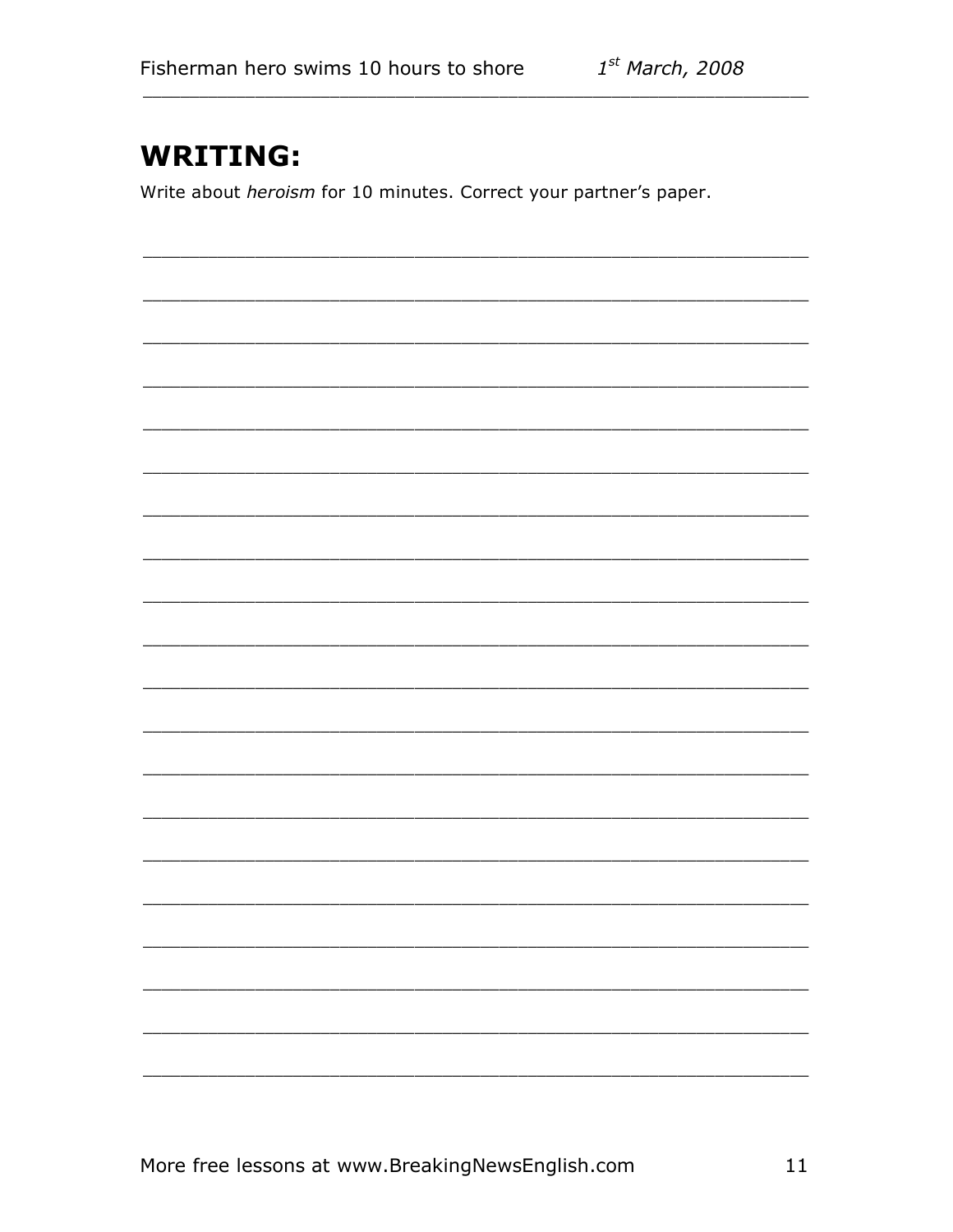## WRITING:

Write about *heroism* for 10 minutes. Correct your partner's paper.

___________________________________________________________________________

___________________________________________________________________________

___________________________________________________________________________

___________________________________________________________________________

___________________________________________________________________________

___________________________________________________________________________

___________________________________________________________________________

___________________________________________________________________________

___________________________________________________________________________

___________________________________________________________________________

___________________________________________________________________________

___________________________________________________________________________

___________________________________________________________________________

___________________________________________________________________________

___________________________________________________________________________

___________________________________________________________________________

___________________________________________________________________________

___________________________________________________________________________

___________________________________________________________________________

___________________________________________________________________________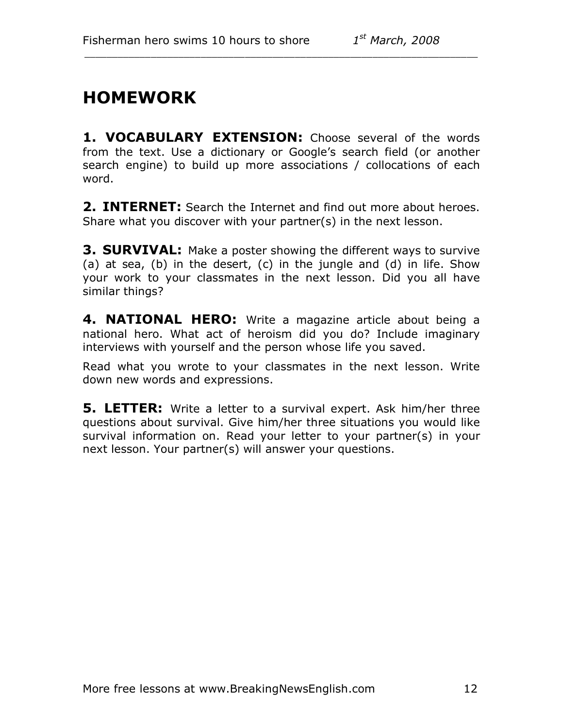# HOMEWORK

**1. VOCABULARY EXTENSION:** Choose several of the words from the text. Use a dictionary or Google's search field (or another search engine) to build up more associations / collocations of each word.

**2. INTERNET:** Search the Internet and find out more about heroes. Share what you discover with your partner(s) in the next lesson.

**3. SURVIVAL:** Make a poster showing the different ways to survive (a) at sea, (b) in the desert, (c) in the jungle and (d) in life. Show your work to your classmates in the next lesson. Did you all have similar things?

**4. NATIONAL HERO:** Write a magazine article about being a national hero. What act of heroism did you do? Include imaginary interviews with yourself and the person whose life you saved.

Read what you wrote to your classmates in the next lesson. Write down new words and expressions.

**5. LETTER:** Write a letter to a survival expert. Ask him/her three questions about survival. Give him/her three situations you would like survival information on. Read your letter to your partner(s) in your next lesson. Your partner(s) will answer your questions.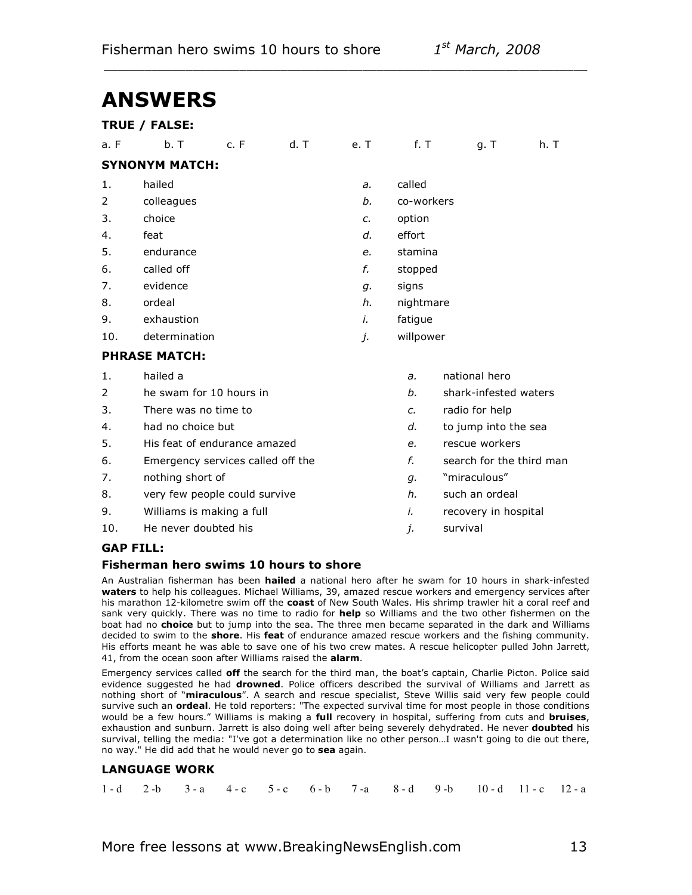# ANSWERS

### TRUE / FALSE:

| | | | | | | | |
|---|---|---|---|---|---|---|---|
| a. F | b. T | c. F | d. T | e. T | f. T | g. T | h. T |

### SYNONYM MATCH:

| | | | |
|---|---|---|---|
| 1. | hailed | *a.* | called |
| 2 | colleagues | *b.* | co-workers |
| 3. | choice | *c.* | option |
| 4. | feat | *d.* | effort |
| 5. | endurance | *e.* | stamina |
| 6. | called off | *f.* | stopped |
| 7. | evidence | *g.* | signs |
| 8. | ordeal | *h.* | nightmare |
| 9. | exhaustion | *i.* | fatigue |
| 10. | determination | *j.* | willpower |

### PHRASE MATCH:

| | | | |
|---|---|---|---|
| 1. | hailed a | *a.* | national hero |
| 2 | he swam for 10 hours in | *b.* | shark-infested waters |
| 3. | There was no time to | *c.* | radio for help |
| 4. | had no choice but | *d.* | to jump into the sea |
| 5. | His feat of endurance amazed | *e.* | rescue workers |
| 6. | Emergency services called off the | *f.* | search for the third man |
| 7. | nothing short of | *g.* | "miraculous" |
| 8. | very few people could survive | *h.* | such an ordeal |
| 9. | Williams is making a full | *i.* | recovery in hospital |
| 10. | He never doubted his | *j.* | survival |

### GAP FILL:

#### Fisherman hero swims 10 hours to shore

An Australian fisherman has been **hailed** a national hero after he swam for 10 hours in shark-infested **waters** to help his colleagues. Michael Williams, 39, amazed rescue workers and emergency services after his marathon 12-kilometre swim off the **coast** of New South Wales. His shrimp trawler hit a coral reef and sank very quickly. There was no time to radio for **help** so Williams and the two other fishermen on the boat had no **choice** but to jump into the sea. The three men became separated in the dark and Williams decided to swim to the **shore**. His **feat** of endurance amazed rescue workers and the fishing community. His efforts meant he was able to save one of his two crew mates. A rescue helicopter pulled John Jarrett, 41, from the ocean soon after Williams raised the **alarm**.

Emergency services called **off** the search for the third man, the boat's captain, Charlie Picton. Police said evidence suggested he had **drowned**. Police officers described the survival of Williams and Jarrett as nothing short of "**miraculous**". A search and rescue specialist, Steve Willis said very few people could survive such an **ordeal**. He told reporters: "The expected survival time for most people in those conditions would be a few hours." Williams is making a **full** recovery in hospital, suffering from cuts and **bruises**, exhaustion and sunburn. Jarrett is also doing well after being severely dehydrated. He never **doubted** his survival, telling the media: "I've got a determination like no other person…I wasn't going to die out there, no way." He did add that he would never go to **sea** again.

### LANGUAGE WORK

| | | | | | | | | | | | |
|---|---|---|---|---|---|---|---|---|---|---|---|
| 1 - d | 2 -b | 3 - a | 4 - c | 5 - c | 6 - b | 7 -a | 8 - d | 9 -b | 10 - d | 11 - c | 12 - a |